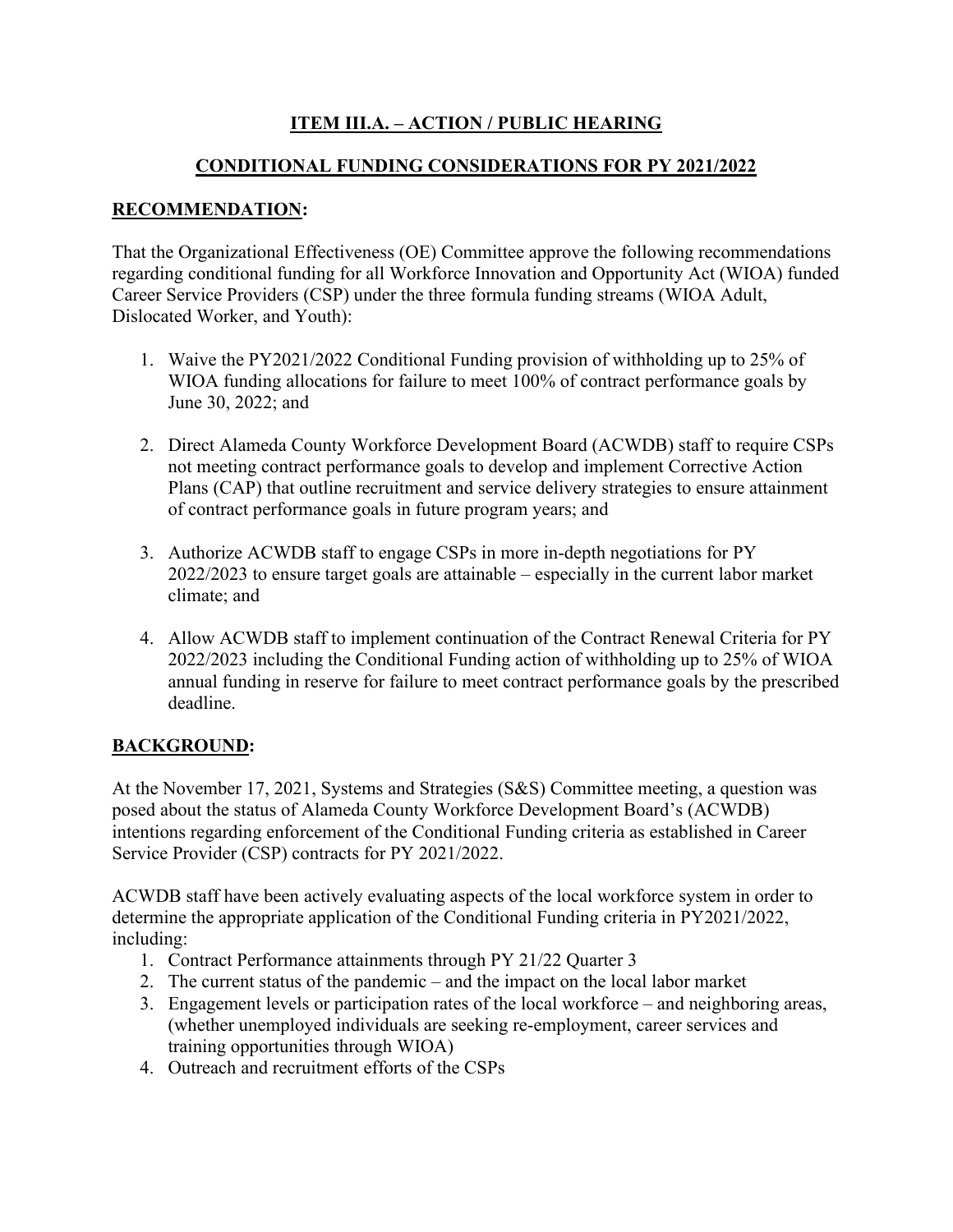**ITEM III.A. – ACTION / PUBLIC HEARING**

**CONDITIONAL FUNDING CONSIDERATIONS FOR PY 2021/2022**

**RECOMMENDATION:**

That the Organizational Effectiveness (OE) Committee approve the following recommendations regarding conditional funding for all Workforce Innovation and Opportunity Act (WIOA) funded Career Service Providers (CSP) under the three formula funding streams (WIOA Adult, Dislocated Worker, and Youth):

1. Waive the PY2021/2022 Conditional Funding provision of withholding up to 25% of WIOA funding allocations for failure to meet 100% of contract performance goals by June 30, 2022; and
2. Direct Alameda County Workforce Development Board (ACWDB) staff to require CSPs not meeting contract performance goals to develop and implement Corrective Action Plans (CAP) that outline recruitment and service delivery strategies to ensure attainment of contract performance goals in future program years; and
3. Authorize ACWDB staff to engage CSPs in more in-depth negotiations for PY 2022/2023 to ensure target goals are attainable – especially in the current labor market climate; and
4. Allow ACWDB staff to implement continuation of the Contract Renewal Criteria for PY 2022/2023 including the Conditional Funding action of withholding up to 25% of WIOA annual funding in reserve for failure to meet contract performance goals by the prescribed deadline.

**BACKGROUND:**

At the November 17, 2021, Systems and Strategies (S&S) Committee meeting, a question was posed about the status of Alameda County Workforce Development Board's (ACWDB) intentions regarding enforcement of the Conditional Funding criteria as established in Career Service Provider (CSP) contracts for PY 2021/2022.

ACWDB staff have been actively evaluating aspects of the local workforce system in order to determine the appropriate application of the Conditional Funding criteria in PY2021/2022, including:

1. Contract Performance attainments through PY 21/22 Quarter 3
2. The current status of the pandemic – and the impact on the local labor market
3. Engagement levels or participation rates of the local workforce – and neighboring areas, (whether unemployed individuals are seeking re-employment, career services and training opportunities through WIOA)
4. Outreach and recruitment efforts of the CSPs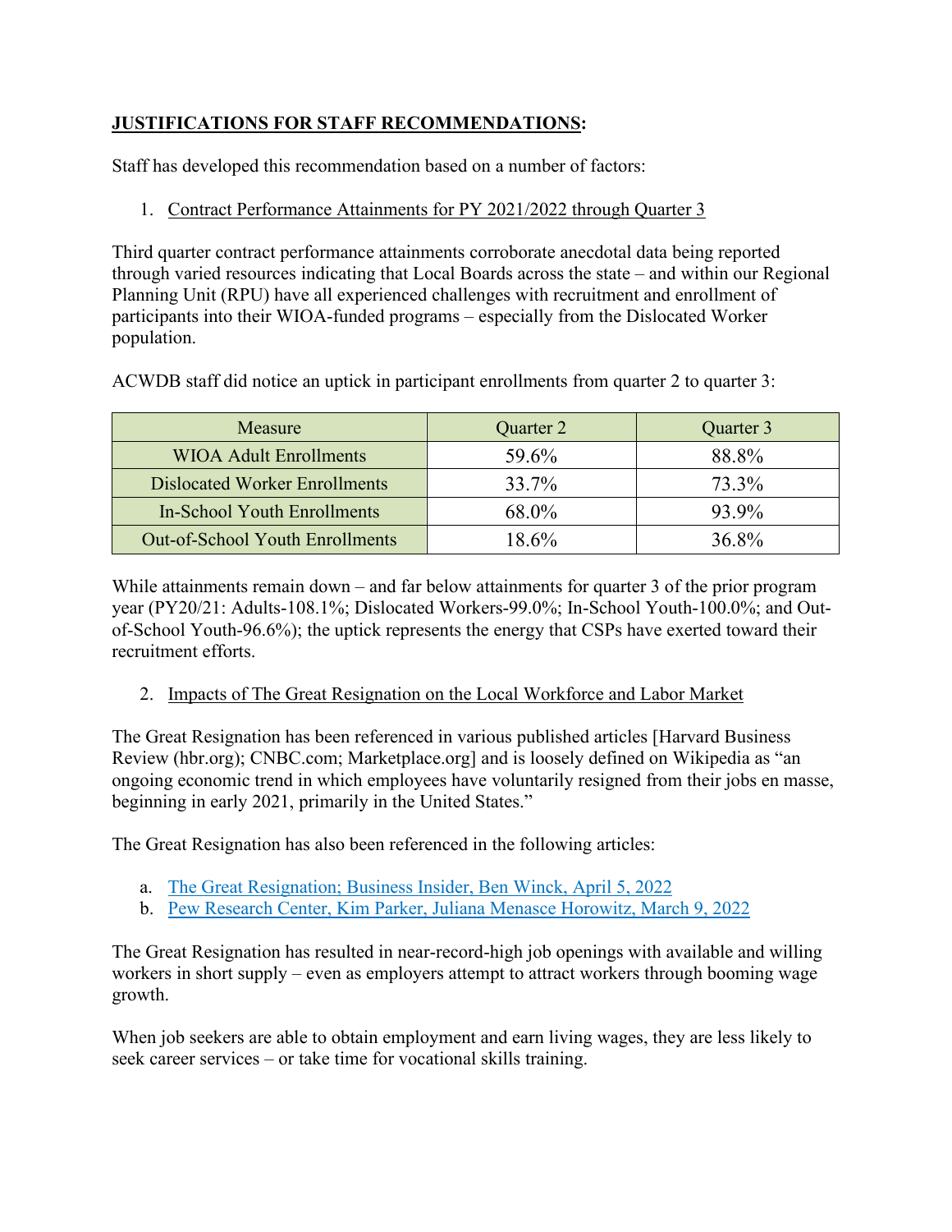**<u>JUSTIFICATIONS FOR STAFF RECOMMENDATIONS</u>:**

Staff has developed this recommendation based on a number of factors:

1. <u>Contract Performance Attainments for PY 2021/2022 through Quarter 3</u>

Third quarter contract performance attainments corroborate anecdotal data being reported through varied resources indicating that Local Boards across the state – and within our Regional Planning Unit (RPU) have all experienced challenges with recruitment and enrollment of participants into their WIOA-funded programs – especially from the Dislocated Worker population.

ACWDB staff did notice an uptick in participant enrollments from quarter 2 to quarter 3:

| Measure | Quarter 2 | Quarter 3 |
|---|---|---|
| WIOA Adult Enrollments | 59.6% | 88.8% |
| Dislocated Worker Enrollments | 33.7% | 73.3% |
| In-School Youth Enrollments | 68.0% | 93.9% |
| Out-of-School Youth Enrollments | 18.6% | 36.8% |

While attainments remain down – and far below attainments for quarter 3 of the prior program year (PY20/21: Adults-108.1%; Dislocated Workers-99.0%; In-School Youth-100.0%; and Out-of-School Youth-96.6%); the uptick represents the energy that CSPs have exerted toward their recruitment efforts.

2. <u>Impacts of The Great Resignation on the Local Workforce and Labor Market</u>

The Great Resignation has been referenced in various published articles [Harvard Business Review (hbr.org); CNBC.com; Marketplace.org] and is loosely defined on Wikipedia as "an ongoing economic trend in which employees have voluntarily resigned from their jobs en masse, beginning in early 2021, primarily in the United States."

The Great Resignation has also been referenced in the following articles:

a. The Great Resignation; Business Insider, Ben Winck, April 5, 2022
b. Pew Research Center, Kim Parker, Juliana Menasce Horowitz, March 9, 2022

The Great Resignation has resulted in near-record-high job openings with available and willing workers in short supply – even as employers attempt to attract workers through booming wage growth.

When job seekers are able to obtain employment and earn living wages, they are less likely to seek career services – or take time for vocational skills training.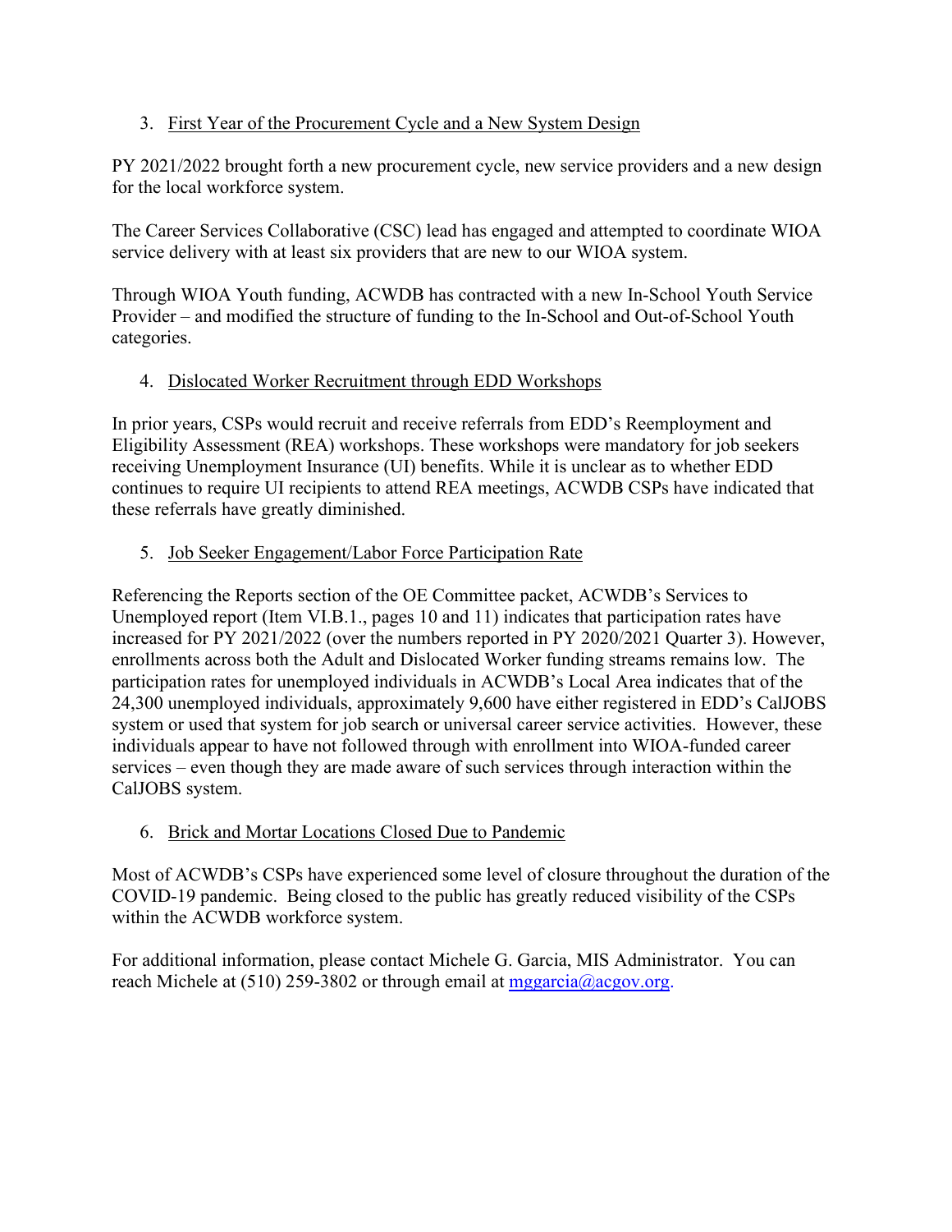3. First Year of the Procurement Cycle and a New System Design

PY 2021/2022 brought forth a new procurement cycle, new service providers and a new design for the local workforce system.

The Career Services Collaborative (CSC) lead has engaged and attempted to coordinate WIOA service delivery with at least six providers that are new to our WIOA system.

Through WIOA Youth funding, ACWDB has contracted with a new In-School Youth Service Provider – and modified the structure of funding to the In-School and Out-of-School Youth categories.

4. Dislocated Worker Recruitment through EDD Workshops

In prior years, CSPs would recruit and receive referrals from EDD's Reemployment and Eligibility Assessment (REA) workshops. These workshops were mandatory for job seekers receiving Unemployment Insurance (UI) benefits. While it is unclear as to whether EDD continues to require UI recipients to attend REA meetings, ACWDB CSPs have indicated that these referrals have greatly diminished.

5. Job Seeker Engagement/Labor Force Participation Rate

Referencing the Reports section of the OE Committee packet, ACWDB's Services to Unemployed report (Item VI.B.1., pages 10 and 11) indicates that participation rates have increased for PY 2021/2022 (over the numbers reported in PY 2020/2021 Quarter 3). However, enrollments across both the Adult and Dislocated Worker funding streams remains low. The participation rates for unemployed individuals in ACWDB's Local Area indicates that of the 24,300 unemployed individuals, approximately 9,600 have either registered in EDD's CalJOBS system or used that system for job search or universal career service activities. However, these individuals appear to have not followed through with enrollment into WIOA-funded career services – even though they are made aware of such services through interaction within the CalJOBS system.

6. Brick and Mortar Locations Closed Due to Pandemic

Most of ACWDB's CSPs have experienced some level of closure throughout the duration of the COVID-19 pandemic. Being closed to the public has greatly reduced visibility of the CSPs within the ACWDB workforce system.

For additional information, please contact Michele G. Garcia, MIS Administrator. You can reach Michele at (510) 259-3802 or through email at mggarcia@acgov.org.